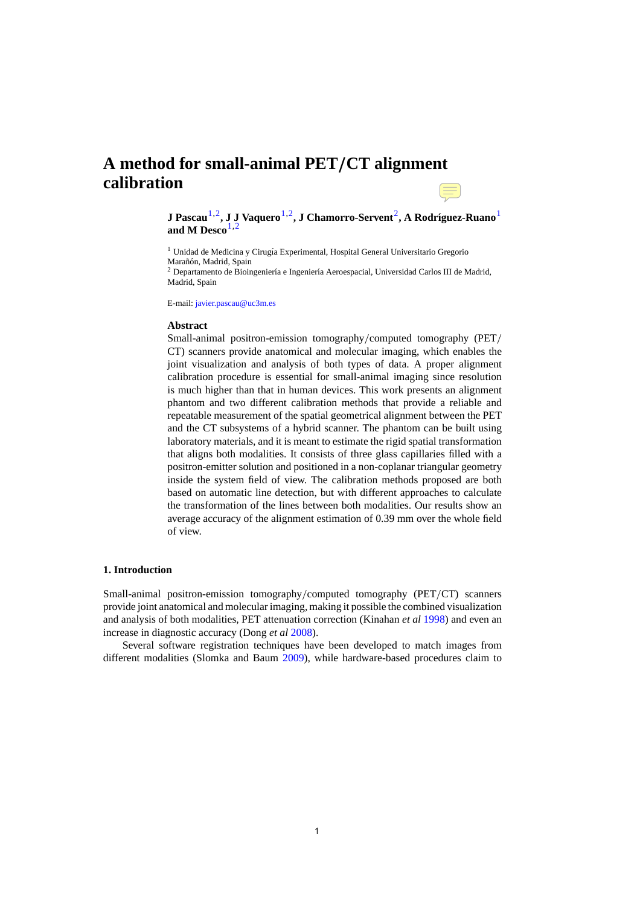# A method for small-animal PET/CT alignment calibration

**J Pascau**[1,2], **J J Vaquero**[1,2], **J Chamorro-Servent**[2], **A Rodríguez-Ruano**[1] **and M Desco**[1,2]

[1] Unidad de Medicina y Cirugía Experimental, Hospital General Universitario Gregorio Marañón, Madrid, Spain

[2] Departamento de Bioingeniería e Ingeniería Aeroespacial, Universidad Carlos III de Madrid, Madrid, Spain

E-mail: javier.pascau@uc3m.es

**Abstract**

Small-animal positron-emission tomography/computed tomography (PET/CT) scanners provide anatomical and molecular imaging, which enables the joint visualization and analysis of both types of data. A proper alignment calibration procedure is essential for small-animal imaging since resolution is much higher than that in human devices. This work presents an alignment phantom and two different calibration methods that provide a reliable and repeatable measurement of the spatial geometrical alignment between the PET and the CT subsystems of a hybrid scanner. The phantom can be built using laboratory materials, and it is meant to estimate the rigid spatial transformation that aligns both modalities. It consists of three glass capillaries filled with a positron-emitter solution and positioned in a non-coplanar triangular geometry inside the system field of view. The calibration methods proposed are both based on automatic line detection, but with different approaches to calculate the transformation of the lines between both modalities. Our results show an average accuracy of the alignment estimation of 0.39 mm over the whole field of view.

## 1. Introduction

Small-animal positron-emission tomography/computed tomography (PET/CT) scanners provide joint anatomical and molecular imaging, making it possible the combined visualization and analysis of both modalities, PET attenuation correction (Kinahan *et al* 1998) and even an increase in diagnostic accuracy (Dong *et al* 2008).

Several software registration techniques have been developed to match images from different modalities (Slomka and Baum 2009), while hardware-based procedures claim to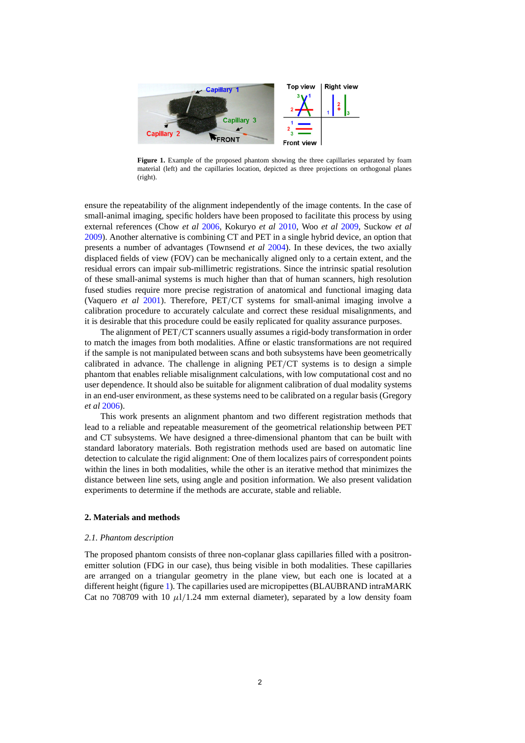**Figure 1.** Example of the proposed phantom showing the three capillaries separated by foam material (left) and the capillaries location, depicted as three projections on orthogonal planes (right).

ensure the repeatability of the alignment independently of the image contents. In the case of small-animal imaging, specific holders have been proposed to facilitate this process by using external references (Chow *et al* 2006, Kokuryo *et al* 2010, Woo *et al* 2009, Suckow *et al* 2009). Another alternative is combining CT and PET in a single hybrid device, an option that presents a number of advantages (Townsend *et al* 2004). In these devices, the two axially displaced fields of view (FOV) can be mechanically aligned only to a certain extent, and the residual errors can impair sub-millimetric registrations. Since the intrinsic spatial resolution of these small-animal systems is much higher than that of human scanners, high resolution fused studies require more precise registration of anatomical and functional imaging data (Vaquero *et al* 2001). Therefore, PET/CT systems for small-animal imaging involve a calibration procedure to accurately calculate and correct these residual misalignments, and it is desirable that this procedure could be easily replicated for quality assurance purposes.

The alignment of PET/CT scanners usually assumes a rigid-body transformation in order to match the images from both modalities. Affine or elastic transformations are not required if the sample is not manipulated between scans and both subsystems have been geometrically calibrated in advance. The challenge in aligning PET/CT systems is to design a simple phantom that enables reliable misalignment calculations, with low computational cost and no user dependence. It should also be suitable for alignment calibration of dual modality systems in an end-user environment, as these systems need to be calibrated on a regular basis (Gregory *et al* 2006).

This work presents an alignment phantom and two different registration methods that lead to a reliable and repeatable measurement of the geometrical relationship between PET and CT subsystems. We have designed a three-dimensional phantom that can be built with standard laboratory materials. Both registration methods used are based on automatic line detection to calculate the rigid alignment: One of them localizes pairs of correspondent points within the lines in both modalities, while the other is an iterative method that minimizes the distance between line sets, using angle and position information. We also present validation experiments to determine if the methods are accurate, stable and reliable.

## 2. Materials and methods

### *2.1. Phantom description*

The proposed phantom consists of three non-coplanar glass capillaries filled with a positron-emitter solution (FDG in our case), thus being visible in both modalities. These capillaries are arranged on a triangular geometry in the plane view, but each one is located at a different height (figure 1). The capillaries used are micropipettes (BLAUBRAND intraMARK Cat no 708709 with 10 $\mu$l/1.24 mm external diameter), separated by a low density foam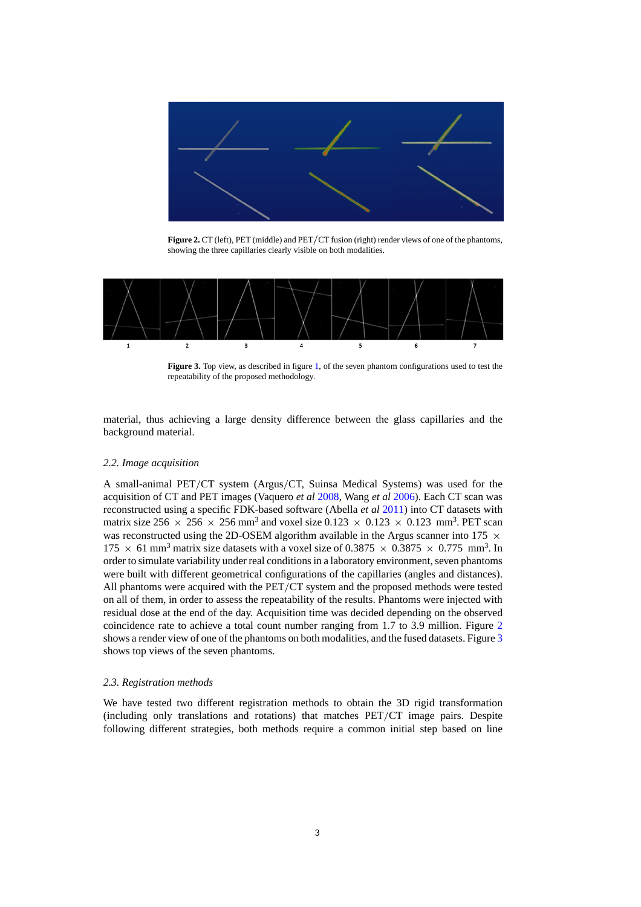**Figure 2.** CT (left), PET (middle) and PET/CT fusion (right) render views of one of the phantoms, showing the three capillaries clearly visible on both modalities.

**Figure 3.** Top view, as described in figure 1, of the seven phantom configurations used to test the repeatability of the proposed methodology.

material, thus achieving a large density difference between the glass capillaries and the background material.

### 2.2. Image acquisition

A small-animal PET/CT system (Argus/CT, Suinsa Medical Systems) was used for the acquisition of CT and PET images (Vaquero *et al* 2008, Wang *et al* 2006). Each CT scan was reconstructed using a specific FDK-based software (Abella *et al* 2011) into CT datasets with matrix size $256 \times 256 \times 256$ mm$^3$ and voxel size $0.123 \times 0.123 \times 0.123$ mm$^3$. PET scan was reconstructed using the 2D-OSEM algorithm available in the Argus scanner into $175 \times 175 \times 61$ mm$^3$ matrix size datasets with a voxel size of $0.3875 \times 0.3875 \times 0.775$ mm$^3$. In order to simulate variability under real conditions in a laboratory environment, seven phantoms were built with different geometrical configurations of the capillaries (angles and distances). All phantoms were acquired with the PET/CT system and the proposed methods were tested on all of them, in order to assess the repeatability of the results. Phantoms were injected with residual dose at the end of the day. Acquisition time was decided depending on the observed coincidence rate to achieve a total count number ranging from 1.7 to 3.9 million. Figure 2 shows a render view of one of the phantoms on both modalities, and the fused datasets. Figure 3 shows top views of the seven phantoms.

### 2.3. Registration methods

We have tested two different registration methods to obtain the 3D rigid transformation (including only translations and rotations) that matches PET/CT image pairs. Despite following different strategies, both methods require a common initial step based on line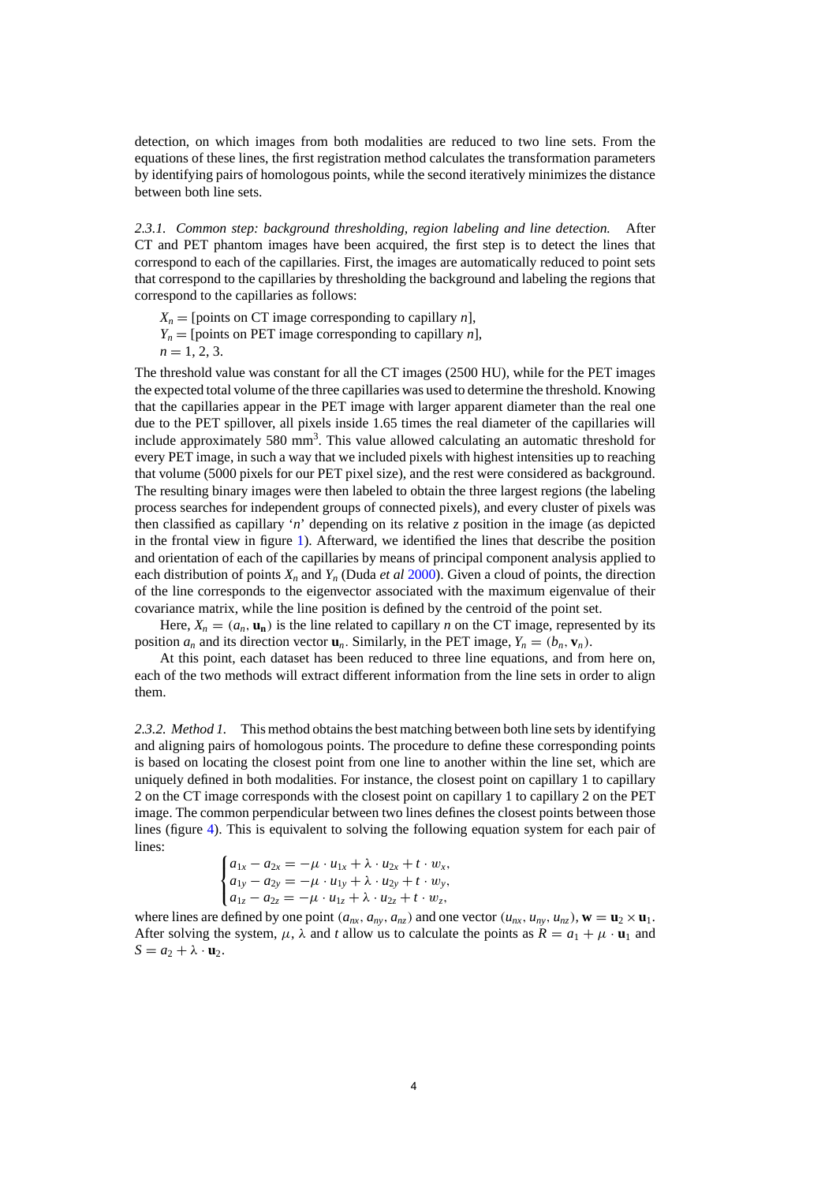detection, on which images from both modalities are reduced to two line sets. From the equations of these lines, the first registration method calculates the transformation parameters by identifying pairs of homologous points, while the second iteratively minimizes the distance between both line sets.

*2.3.1. Common step: background thresholding, region labeling and line detection.* After CT and PET phantom images have been acquired, the first step is to detect the lines that correspond to each of the capillaries. First, the images are automatically reduced to point sets that correspond to the capillaries by thresholding the background and labeling the regions that correspond to the capillaries as follows:

$X_n =$ [points on CT image corresponding to capillary $n$],
$Y_n =$ [points on PET image corresponding to capillary $n$],
$n = 1, 2, 3.$

The threshold value was constant for all the CT images (2500 HU), while for the PET images the expected total volume of the three capillaries was used to determine the threshold. Knowing that the capillaries appear in the PET image with larger apparent diameter than the real one due to the PET spillover, all pixels inside 1.65 times the real diameter of the capillaries will include approximately 580 mm$^3$. This value allowed calculating an automatic threshold for every PET image, in such a way that we included pixels with highest intensities up to reaching that volume (5000 pixels for our PET pixel size), and the rest were considered as background. The resulting binary images were then labeled to obtain the three largest regions (the labeling process searches for independent groups of connected pixels), and every cluster of pixels was then classified as capillary '$n$' depending on its relative $z$ position in the image (as depicted in the frontal view in figure 1). Afterward, we identified the lines that describe the position and orientation of each of the capillaries by means of principal component analysis applied to each distribution of points $X_n$ and $Y_n$ (Duda *et al* 2000). Given a cloud of points, the direction of the line corresponds to the eigenvector associated with the maximum eigenvalue of their covariance matrix, while the line position is defined by the centroid of the point set.

Here, $X_n = (a_n, \mathbf{u_n})$ is the line related to capillary $n$ on the CT image, represented by its position $a_n$ and its direction vector $\mathbf{u}_n$. Similarly, in the PET image, $Y_n = (b_n, \mathbf{v}_n)$.

At this point, each dataset has been reduced to three line equations, and from here on, each of the two methods will extract different information from the line sets in order to align them.

*2.3.2. Method 1.* This method obtains the best matching between both line sets by identifying and aligning pairs of homologous points. The procedure to define these corresponding points is based on locating the closest point from one line to another within the line set, which are uniquely defined in both modalities. For instance, the closest point on capillary 1 to capillary 2 on the CT image corresponds with the closest point on capillary 1 to capillary 2 on the PET image. The common perpendicular between two lines defines the closest points between those lines (figure 4). This is equivalent to solving the following equation system for each pair of lines:

$$\begin{cases} a_{1x} - a_{2x} = -\mu \cdot u_{1x} + \lambda \cdot u_{2x} + t \cdot w_x, \\ a_{1y} - a_{2y} = -\mu \cdot u_{1y} + \lambda \cdot u_{2y} + t \cdot w_y, \\ a_{1z} - a_{2z} = -\mu \cdot u_{1z} + \lambda \cdot u_{2z} + t \cdot w_z, \end{cases}$$

where lines are defined by one point $(a_{nx}, a_{ny}, a_{nz})$ and one vector $(u_{nx}, u_{ny}, u_{nz})$, $\mathbf{w} = \mathbf{u}_2 \times \mathbf{u}_1$. After solving the system, $\mu$, $\lambda$ and $t$ allow us to calculate the points as $R = a_1 + \mu \cdot \mathbf{u}_1$ and $S = a_2 + \lambda \cdot \mathbf{u}_2$.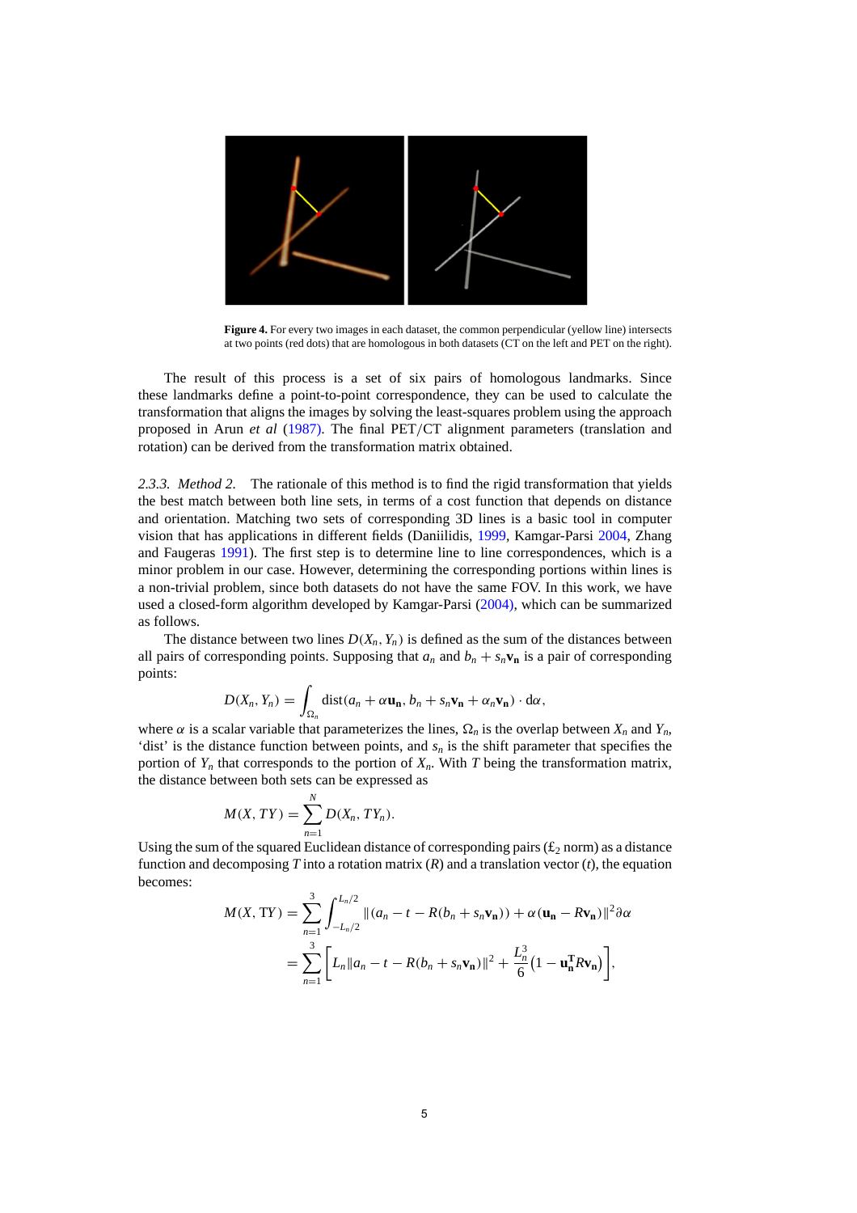**Figure 4.** For every two images in each dataset, the common perpendicular (yellow line) intersects at two points (red dots) that are homologous in both datasets (CT on the left and PET on the right).

The result of this process is a set of six pairs of homologous landmarks. Since these landmarks define a point-to-point correspondence, they can be used to calculate the transformation that aligns the images by solving the least-squares problem using the approach proposed in Arun *et al* (1987). The final PET/CT alignment parameters (translation and rotation) can be derived from the transformation matrix obtained.

*2.3.3. Method 2.* The rationale of this method is to find the rigid transformation that yields the best match between both line sets, in terms of a cost function that depends on distance and orientation. Matching two sets of corresponding 3D lines is a basic tool in computer vision that has applications in different fields (Daniilidis, 1999, Kamgar-Parsi 2004, Zhang and Faugeras 1991). The first step is to determine line to line correspondences, which is a minor problem in our case. However, determining the corresponding portions within lines is a non-trivial problem, since both datasets do not have the same FOV. In this work, we have used a closed-form algorithm developed by Kamgar-Parsi (2004), which can be summarized as follows.

The distance between two lines $D(X_n, Y_n)$ is defined as the sum of the distances between all pairs of corresponding points. Supposing that $a_n$ and $b_n + s_n\mathbf{v_n}$ is a pair of corresponding points:

$$D(X_n, Y_n) = \int_{\Omega_n} \text{dist}(a_n + \alpha\mathbf{u_n}, b_n + s_n\mathbf{v_n} + \alpha_n\mathbf{v_n}) \cdot \mathrm{d}\alpha,$$

where $\alpha$ is a scalar variable that parameterizes the lines, $\Omega_n$ is the overlap between $X_n$ and $Y_n$, 'dist' is the distance function between points, and $s_n$ is the shift parameter that specifies the portion of $Y_n$ that corresponds to the portion of $X_n$. With $T$ being the transformation matrix, the distance between both sets can be expressed as

$$M(X, TY) = \sum_{n=1}^{N} D(X_n, TY_n).$$

Using the sum of the squared Euclidean distance of corresponding pairs ($\pounds_2$ norm) as a distance function and decomposing $T$ into a rotation matrix ($R$) and a translation vector ($t$), the equation becomes:

$$\begin{aligned} M(X, \mathrm{T}Y) &= \sum_{n=1}^{3} \int_{-L_n/2}^{L_n/2} \|(a_n - t - R(b_n + s_n\mathbf{v_n})) + \alpha(\mathbf{u_n} - R\mathbf{v_n})\|^2 \partial\alpha \\ &= \sum_{n=1}^{3} \left[ L_n \|a_n - t - R(b_n + s_n\mathbf{v_n})\|^2 + \frac{L_n^3}{6}\left(1 - \mathbf{u_n^T} R\mathbf{v_n}\right) \right], \end{aligned}$$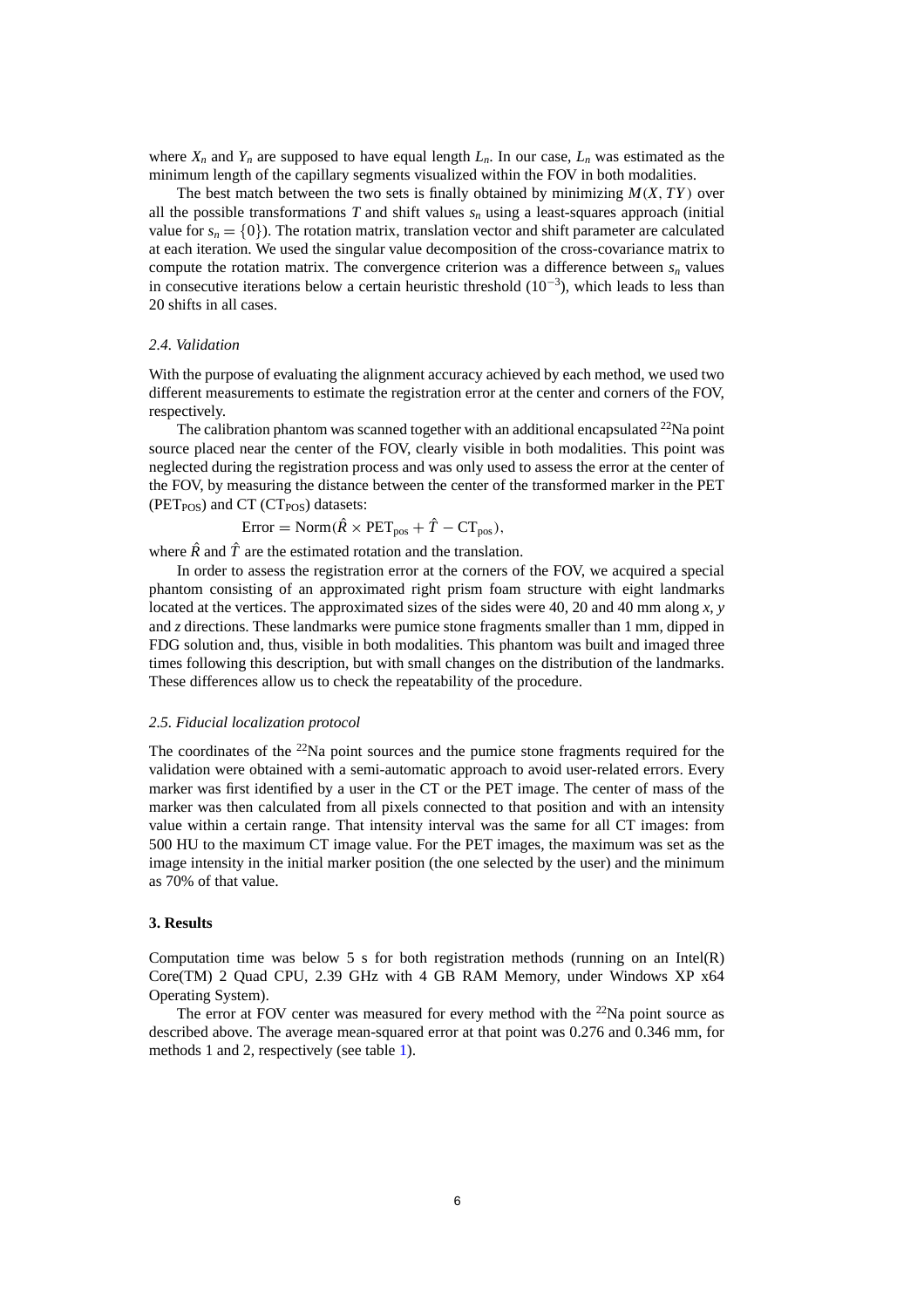where $X_n$ and $Y_n$ are supposed to have equal length $L_n$. In our case, $L_n$ was estimated as the minimum length of the capillary segments visualized within the FOV in both modalities.

The best match between the two sets is finally obtained by minimizing $M(X, TY)$ over all the possible transformations $T$ and shift values $s_n$ using a least-squares approach (initial value for $s_n = \{0\}$). The rotation matrix, translation vector and shift parameter are calculated at each iteration. We used the singular value decomposition of the cross-covariance matrix to compute the rotation matrix. The convergence criterion was a difference between $s_n$ values in consecutive iterations below a certain heuristic threshold ($10^{-3}$), which leads to less than 20 shifts in all cases.

### *2.4. Validation*

With the purpose of evaluating the alignment accuracy achieved by each method, we used two different measurements to estimate the registration error at the center and corners of the FOV, respectively.

The calibration phantom was scanned together with an additional encapsulated $^{22}$Na point source placed near the center of the FOV, clearly visible in both modalities. This point was neglected during the registration process and was only used to assess the error at the center of the FOV, by measuring the distance between the center of the transformed marker in the PET ($\mathrm{PET_{POS}}$) and CT ($\mathrm{CT_{POS}}$) datasets:

$$\mathrm{Error} = \mathrm{Norm}(\hat{R} \times \mathrm{PET_{pos}} + \hat{T} - \mathrm{CT_{pos}}),$$

where $\hat{R}$ and $\hat{T}$ are the estimated rotation and the translation.

In order to assess the registration error at the corners of the FOV, we acquired a special phantom consisting of an approximated right prism foam structure with eight landmarks located at the vertices. The approximated sizes of the sides were 40, 20 and 40 mm along $x$, $y$ and $z$ directions. These landmarks were pumice stone fragments smaller than 1 mm, dipped in FDG solution and, thus, visible in both modalities. This phantom was built and imaged three times following this description, but with small changes on the distribution of the landmarks. These differences allow us to check the repeatability of the procedure.

### *2.5. Fiducial localization protocol*

The coordinates of the $^{22}$Na point sources and the pumice stone fragments required for the validation were obtained with a semi-automatic approach to avoid user-related errors. Every marker was first identified by a user in the CT or the PET image. The center of mass of the marker was then calculated from all pixels connected to that position and with an intensity value within a certain range. That intensity interval was the same for all CT images: from 500 HU to the maximum CT image value. For the PET images, the maximum was set as the image intensity in the initial marker position (the one selected by the user) and the minimum as 70% of that value.

## **3. Results**

Computation time was below 5 s for both registration methods (running on an Intel(R) Core(TM) 2 Quad CPU, 2.39 GHz with 4 GB RAM Memory, under Windows XP x64 Operating System).

The error at FOV center was measured for every method with the $^{22}$Na point source as described above. The average mean-squared error at that point was 0.276 and 0.346 mm, for methods 1 and 2, respectively (see table 1).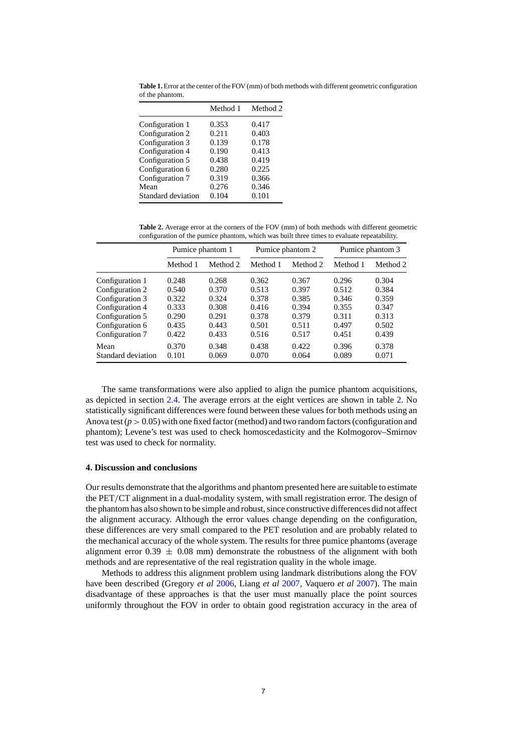**Table 1.** Error at the center of the FOV (mm) of both methods with different geometric configuration of the phantom.

| | Method 1 | Method 2 |
|---|---|---|
| Configuration 1 | 0.353 | 0.417 |
| Configuration 2 | 0.211 | 0.403 |
| Configuration 3 | 0.139 | 0.178 |
| Configuration 4 | 0.190 | 0.413 |
| Configuration 5 | 0.438 | 0.419 |
| Configuration 6 | 0.280 | 0.225 |
| Configuration 7 | 0.319 | 0.366 |
| Mean | 0.276 | 0.346 |
| Standard deviation | 0.104 | 0.101 |

**Table 2.** Average error at the corners of the FOV (mm) of both methods with different geometric configuration of the pumice phantom, which was built three times to evaluate repeatability.

| | Pumice phantom 1 | | Pumice phantom 2 | | Pumice phantom 3 | |
|---|---|---|---|---|---|---|
| | Method 1 | Method 2 | Method 1 | Method 2 | Method 1 | Method 2 |
| Configuration 1 | 0.248 | 0.268 | 0.362 | 0.367 | 0.296 | 0.304 |
| Configuration 2 | 0.540 | 0.370 | 0.513 | 0.397 | 0.512 | 0.384 |
| Configuration 3 | 0.322 | 0.324 | 0.378 | 0.385 | 0.346 | 0.359 |
| Configuration 4 | 0.333 | 0.308 | 0.416 | 0.394 | 0.355 | 0.347 |
| Configuration 5 | 0.290 | 0.291 | 0.378 | 0.379 | 0.311 | 0.313 |
| Configuration 6 | 0.435 | 0.443 | 0.501 | 0.511 | 0.497 | 0.502 |
| Configuration 7 | 0.422 | 0.433 | 0.516 | 0.517 | 0.451 | 0.439 |
| Mean | 0.370 | 0.348 | 0.438 | 0.422 | 0.396 | 0.378 |
| Standard deviation | 0.101 | 0.069 | 0.070 | 0.064 | 0.089 | 0.071 |

The same transformations were also applied to align the pumice phantom acquisitions, as depicted in section 2.4. The average errors at the eight vertices are shown in table 2. No statistically significant differences were found between these values for both methods using an Anova test ($p > 0.05$) with one fixed factor (method) and two random factors (configuration and phantom); Levene's test was used to check homoscedasticity and the Kolmogorov–Smirnov test was used to check for normality.

## 4. Discussion and conclusions

Our results demonstrate that the algorithms and phantom presented here are suitable to estimate the PET/CT alignment in a dual-modality system, with small registration error. The design of the phantom has also shown to be simple and robust, since constructive differences did not affect the alignment accuracy. Although the error values change depending on the configuration, these differences are very small compared to the PET resolution and are probably related to the mechanical accuracy of the whole system. The results for three pumice phantoms (average alignment error $0.39 \pm 0.08$ mm) demonstrate the robustness of the alignment with both methods and are representative of the real registration quality in the whole image.

Methods to address this alignment problem using landmark distributions along the FOV have been described (Gregory *et al* 2006, Liang *et al* 2007, Vaquero *et al* 2007). The main disadvantage of these approaches is that the user must manually place the point sources uniformly throughout the FOV in order to obtain good registration accuracy in the area of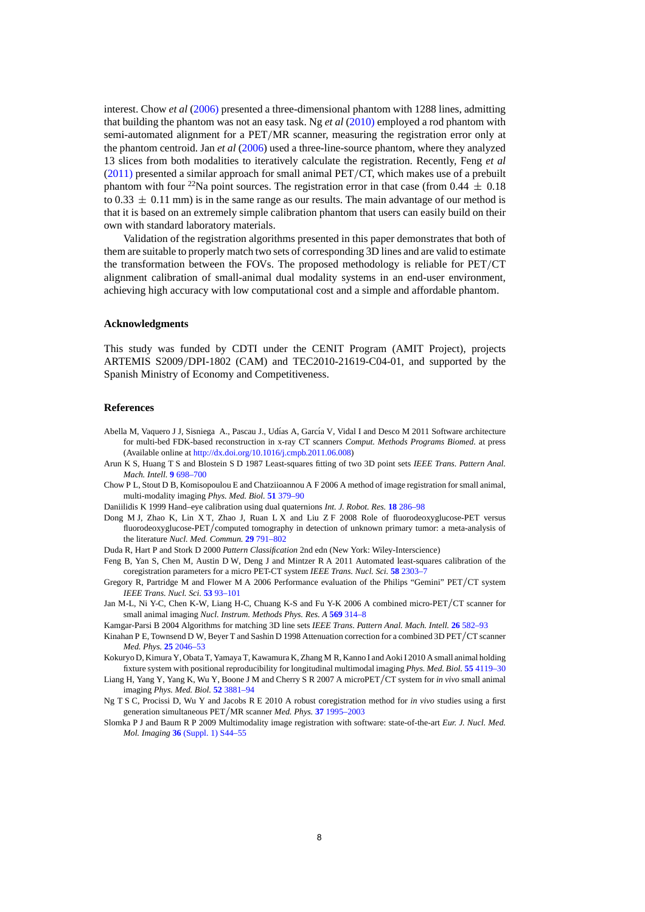interest. Chow *et al* (2006) presented a three-dimensional phantom with 1288 lines, admitting that building the phantom was not an easy task. Ng *et al* (2010) employed a rod phantom with semi-automated alignment for a PET/MR scanner, measuring the registration error only at the phantom centroid. Jan *et al* (2006) used a three-line-source phantom, where they analyzed 13 slices from both modalities to iteratively calculate the registration. Recently, Feng *et al* (2011) presented a similar approach for small animal PET/CT, which makes use of a prebuilt phantom with four $^{22}$Na point sources. The registration error in that case (from $0.44 \pm 0.18$ to $0.33 \pm 0.11$ mm) is in the same range as our results. The main advantage of our method is that it is based on an extremely simple calibration phantom that users can easily build on their own with standard laboratory materials.

Validation of the registration algorithms presented in this paper demonstrates that both of them are suitable to properly match two sets of corresponding 3D lines and are valid to estimate the transformation between the FOVs. The proposed methodology is reliable for PET/CT alignment calibration of small-animal dual modality systems in an end-user environment, achieving high accuracy with low computational cost and a simple and affordable phantom.

## Acknowledgments

This study was funded by CDTI under the CENIT Program (AMIT Project), projects ARTEMIS S2009/DPI-1802 (CAM) and TEC2010-21619-C04-01, and supported by the Spanish Ministry of Economy and Competitiveness.

## References

Abella M, Vaquero J J, Sisniega A., Pascau J., Udías A, García V, Vidal I and Desco M 2011 Software architecture for multi-bed FDK-based reconstruction in x-ray CT scanners *Comput. Methods Programs Biomed.* at press (Available online at http://dx.doi.org/10.1016/j.cmpb.2011.06.008)

Arun K S, Huang T S and Blostein S D 1987 Least-squares fitting of two 3D point sets *IEEE Trans. Pattern Anal. Mach. Intell.* **9** 698–700

Chow P L, Stout D B, Komisopoulou E and Chatziioannou A F 2006 A method of image registration for small animal, multi-modality imaging *Phys. Med. Biol.* **51** 379–90

Daniilidis K 1999 Hand–eye calibration using dual quaternions *Int. J. Robot. Res.* **18** 286–98

Dong M J, Zhao K, Lin X T, Zhao J, Ruan L X and Liu Z F 2008 Role of fluorodeoxyglucose-PET versus fluorodeoxyglucose-PET/computed tomography in detection of unknown primary tumor: a meta-analysis of the literature *Nucl. Med. Commun.* **29** 791–802

Duda R, Hart P and Stork D 2000 *Pattern Classification* 2nd edn (New York: Wiley-Interscience)

Feng B, Yan S, Chen M, Austin D W, Deng J and Mintzer R A 2011 Automated least-squares calibration of the coregistration parameters for a micro PET-CT system *IEEE Trans. Nucl. Sci.* **58** 2303–7

Gregory R, Partridge M and Flower M A 2006 Performance evaluation of the Philips "Gemini" PET/CT system *IEEE Trans. Nucl. Sci.* **53** 93–101

Jan M-L, Ni Y-C, Chen K-W, Liang H-C, Chuang K-S and Fu Y-K 2006 A combined micro-PET/CT scanner for small animal imaging *Nucl. Instrum. Methods Phys. Res. A* **569** 314–8

Kamgar-Parsi B 2004 Algorithms for matching 3D line sets *IEEE Trans. Pattern Anal. Mach. Intell.* **26** 582–93

Kinahan P E, Townsend D W, Beyer T and Sashin D 1998 Attenuation correction for a combined 3D PET/CT scanner *Med. Phys.* **25** 2046–53

Kokuryo D, Kimura Y, Obata T, Yamaya T, Kawamura K, Zhang M R, Kanno I and Aoki I 2010 A small animal holding fixture system with positional reproducibility for longitudinal multimodal imaging *Phys. Med. Biol.* **55** 4119–30

Liang H, Yang Y, Yang K, Wu Y, Boone J M and Cherry S R 2007 A microPET/CT system for *in vivo* small animal imaging *Phys. Med. Biol.* **52** 3881–94

Ng T S C, Procissi D, Wu Y and Jacobs R E 2010 A robust coregistration method for *in vivo* studies using a first generation simultaneous PET/MR scanner *Med. Phys.* **37** 1995–2003

Slomka P J and Baum R P 2009 Multimodality image registration with software: state-of-the-art *Eur. J. Nucl. Med. Mol. Imaging* **36** (Suppl. 1) S44–55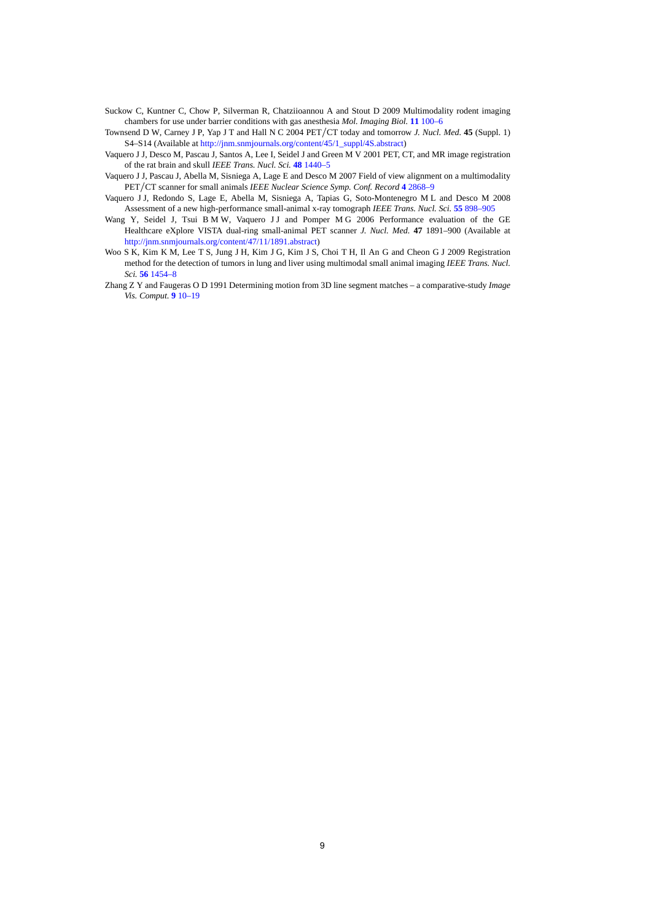Suckow C, Kuntner C, Chow P, Silverman R, Chatziioannou A and Stout D 2009 Multimodality rodent imaging chambers for use under barrier conditions with gas anesthesia *Mol. Imaging Biol.* **11** 100–6

Townsend D W, Carney J P, Yap J T and Hall N C 2004 PET/CT today and tomorrow *J. Nucl. Med.* **45** (Suppl. 1) S4–S14 (Available at http://jnm.snmjournals.org/content/45/1_suppl/4S.abstract)

Vaquero J J, Desco M, Pascau J, Santos A, Lee I, Seidel J and Green M V 2001 PET, CT, and MR image registration of the rat brain and skull *IEEE Trans. Nucl. Sci.* **48** 1440–5

Vaquero J J, Pascau J, Abella M, Sisniega A, Lage E and Desco M 2007 Field of view alignment on a multimodality PET/CT scanner for small animals *IEEE Nuclear Science Symp. Conf. Record* **4** 2868–9

Vaquero J J, Redondo S, Lage E, Abella M, Sisniega A, Tapias G, Soto-Montenegro M L and Desco M 2008 Assessment of a new high-performance small-animal x-ray tomograph *IEEE Trans. Nucl. Sci.* **55** 898–905

Wang Y, Seidel J, Tsui B M W, Vaquero J J and Pomper M G 2006 Performance evaluation of the GE Healthcare eXplore VISTA dual-ring small-animal PET scanner *J. Nucl. Med.* **47** 1891–900 (Available at http://jnm.snmjournals.org/content/47/11/1891.abstract)

Woo S K, Kim K M, Lee T S, Jung J H, Kim J G, Kim J S, Choi T H, Il An G and Cheon G J 2009 Registration method for the detection of tumors in lung and liver using multimodal small animal imaging *IEEE Trans. Nucl. Sci.* **56** 1454–8

Zhang Z Y and Faugeras O D 1991 Determining motion from 3D line segment matches – a comparative-study *Image Vis. Comput.* **9** 10–19